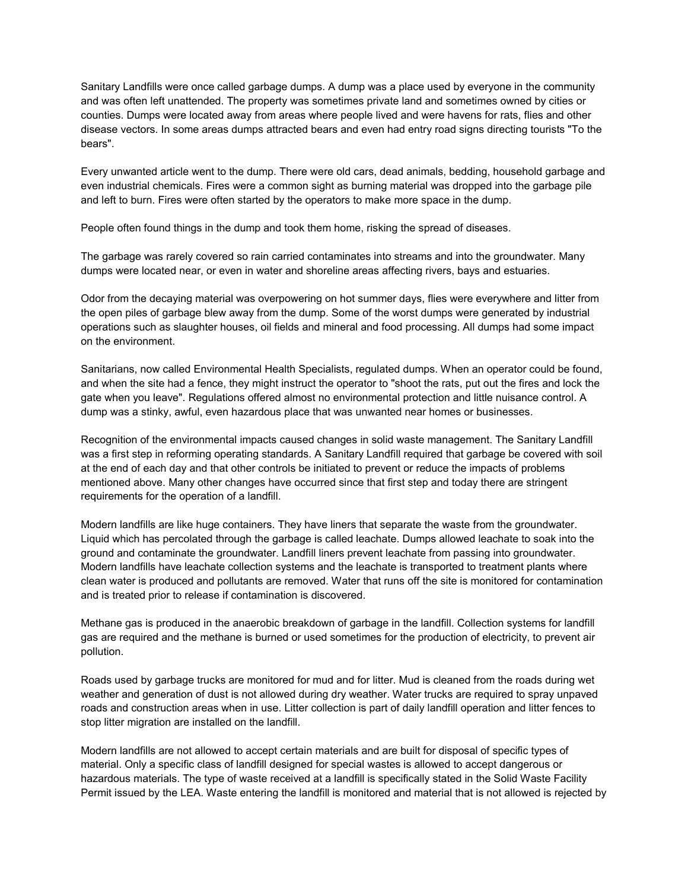Sanitary Landfills were once called garbage dumps. A dump was a place used by everyone in the community and was often left unattended. The property was sometimes private land and sometimes owned by cities or counties. Dumps were located away from areas where people lived and were havens for rats, flies and other disease vectors. In some areas dumps attracted bears and even had entry road signs directing tourists "To the bears".

Every unwanted article went to the dump. There were old cars, dead animals, bedding, household garbage and even industrial chemicals. Fires were a common sight as burning material was dropped into the garbage pile and left to burn. Fires were often started by the operators to make more space in the dump.

People often found things in the dump and took them home, risking the spread of diseases.

The garbage was rarely covered so rain carried contaminates into streams and into the groundwater. Many dumps were located near, or even in water and shoreline areas affecting rivers, bays and estuaries.

Odor from the decaying material was overpowering on hot summer days, flies were everywhere and litter from the open piles of garbage blew away from the dump. Some of the worst dumps were generated by industrial operations such as slaughter houses, oil fields and mineral and food processing. All dumps had some impact on the environment.

Sanitarians, now called Environmental Health Specialists, regulated dumps. When an operator could be found, and when the site had a fence, they might instruct the operator to "shoot the rats, put out the fires and lock the gate when you leave". Regulations offered almost no environmental protection and little nuisance control. A dump was a stinky, awful, even hazardous place that was unwanted near homes or businesses.

Recognition of the environmental impacts caused changes in solid waste management. The Sanitary Landfill was a first step in reforming operating standards. A Sanitary Landfill required that garbage be covered with soil at the end of each day and that other controls be initiated to prevent or reduce the impacts of problems mentioned above. Many other changes have occurred since that first step and today there are stringent requirements for the operation of a landfill.

Modern landfills are like huge containers. They have liners that separate the waste from the groundwater. Liquid which has percolated through the garbage is called leachate. Dumps allowed leachate to soak into the ground and contaminate the groundwater. Landfill liners prevent leachate from passing into groundwater. Modern landfills have leachate collection systems and the leachate is transported to treatment plants where clean water is produced and pollutants are removed. Water that runs off the site is monitored for contamination and is treated prior to release if contamination is discovered.

Methane gas is produced in the anaerobic breakdown of garbage in the landfill. Collection systems for landfill gas are required and the methane is burned or used sometimes for the production of electricity, to prevent air pollution.

Roads used by garbage trucks are monitored for mud and for litter. Mud is cleaned from the roads during wet weather and generation of dust is not allowed during dry weather. Water trucks are required to spray unpaved roads and construction areas when in use. Litter collection is part of daily landfill operation and litter fences to stop litter migration are installed on the landfill.

Modern landfills are not allowed to accept certain materials and are built for disposal of specific types of material. Only a specific class of landfill designed for special wastes is allowed to accept dangerous or hazardous materials. The type of waste received at a landfill is specifically stated in the Solid Waste Facility Permit issued by the LEA. Waste entering the landfill is monitored and material that is not allowed is rejected by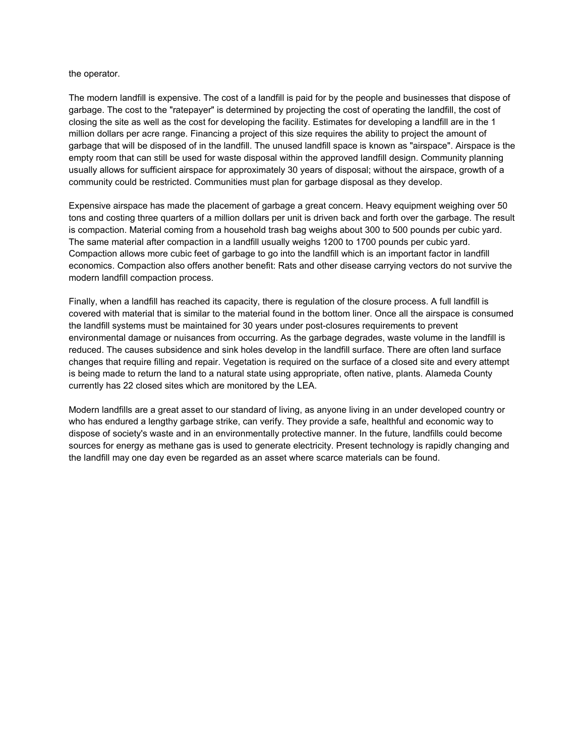the operator.

The modern landfill is expensive. The cost of a landfill is paid for by the people and businesses that dispose of garbage. The cost to the "ratepayer" is determined by projecting the cost of operating the landfill, the cost of closing the site as well as the cost for developing the facility. Estimates for developing a landfill are in the 1 million dollars per acre range. Financing a project of this size requires the ability to project the amount of garbage that will be disposed of in the landfill. The unused landfill space is known as "airspace". Airspace is the empty room that can still be used for waste disposal within the approved landfill design. Community planning usually allows for sufficient airspace for approximately 30 years of disposal; without the airspace, growth of a community could be restricted. Communities must plan for garbage disposal as they develop.

Expensive airspace has made the placement of garbage a great concern. Heavy equipment weighing over 50 tons and costing three quarters of a million dollars per unit is driven back and forth over the garbage. The result is compaction. Material coming from a household trash bag weighs about 300 to 500 pounds per cubic yard. The same material after compaction in a landfill usually weighs 1200 to 1700 pounds per cubic yard. Compaction allows more cubic feet of garbage to go into the landfill which is an important factor in landfill economics. Compaction also offers another benefit: Rats and other disease carrying vectors do not survive the modern landfill compaction process.

Finally, when a landfill has reached its capacity, there is regulation of the closure process. A full landfill is covered with material that is similar to the material found in the bottom liner. Once all the airspace is consumed the landfill systems must be maintained for 30 years under post-closures requirements to prevent environmental damage or nuisances from occurring. As the garbage degrades, waste volume in the landfill is reduced. The causes subsidence and sink holes develop in the landfill surface. There are often land surface changes that require filling and repair. Vegetation is required on the surface of a closed site and every attempt is being made to return the land to a natural state using appropriate, often native, plants. Alameda County currently has 22 closed sites which are monitored by the LEA.

Modern landfills are a great asset to our standard of living, as anyone living in an under developed country or who has endured a lengthy garbage strike, can verify. They provide a safe, healthful and economic way to dispose of society's waste and in an environmentally protective manner. In the future, landfills could become sources for energy as methane gas is used to generate electricity. Present technology is rapidly changing and the landfill may one day even be regarded as an asset where scarce materials can be found.